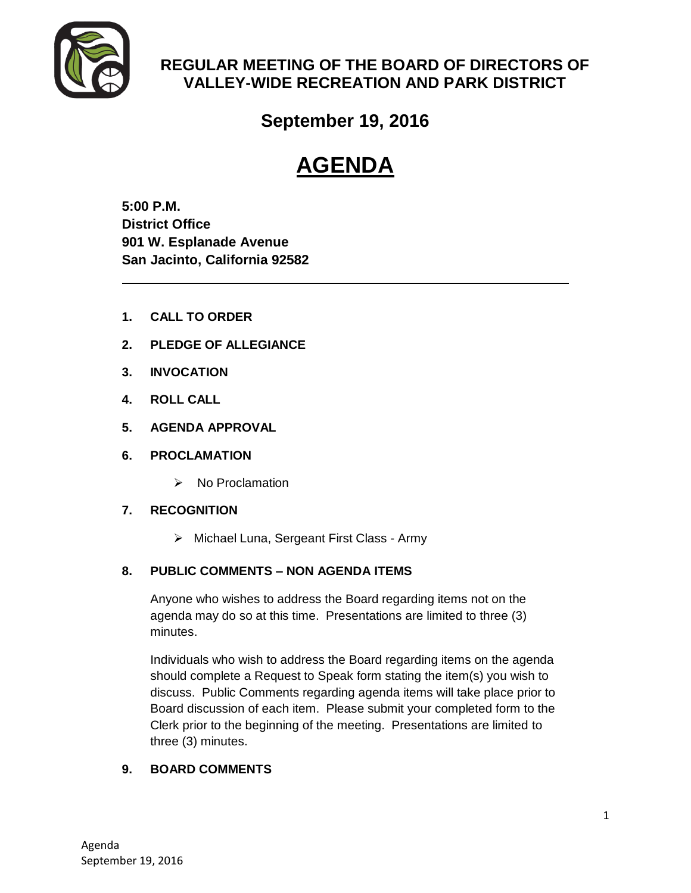# REGULAR MEETING OF THE BOARD OF DIRECTORS OF VALLEY-WIDE RECREATION AND PARK DISTRICT

## September 19, 2016

# AGENDA

**5:00 P.M.**
**District Office**
**901 W. Esplanade Avenue**
**San Jacinto, California 92582**

---

1. **CALL TO ORDER**

2. **PLEDGE OF ALLEGIANCE**

3. **INVOCATION**

4. **ROLL CALL**

5. **AGENDA APPROVAL**

6. **PROCLAMATION**

   - No Proclamation

7. **RECOGNITION**

   - Michael Luna, Sergeant First Class - Army

8. **PUBLIC COMMENTS – NON AGENDA ITEMS**

   Anyone who wishes to address the Board regarding items not on the agenda may do so at this time. Presentations are limited to three (3) minutes.

   Individuals who wish to address the Board regarding items on the agenda should complete a Request to Speak form stating the item(s) you wish to discuss. Public Comments regarding agenda items will take place prior to Board discussion of each item. Please submit your completed form to the Clerk prior to the beginning of the meeting. Presentations are limited to three (3) minutes.

9. **BOARD COMMENTS**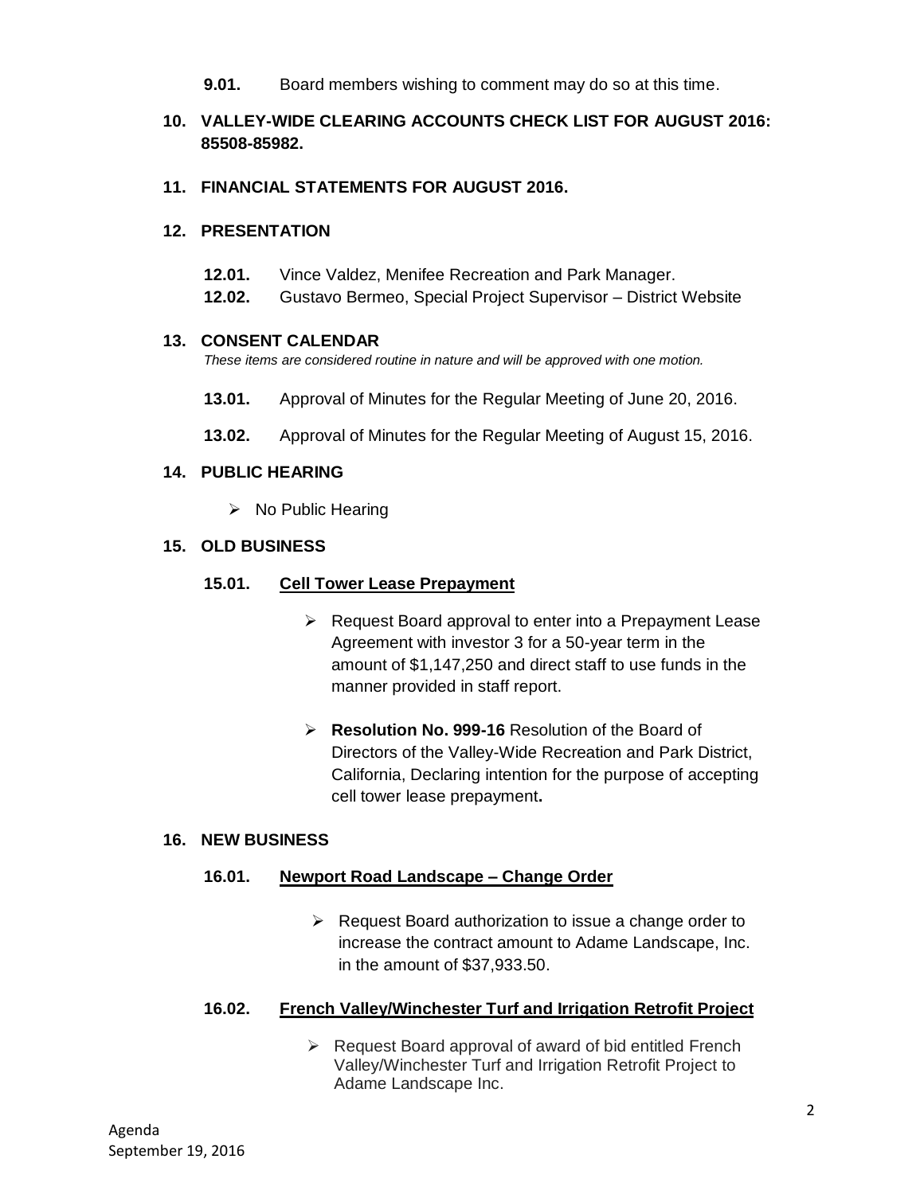**9.01.** Board members wishing to comment may do so at this time.

## 10. VALLEY-WIDE CLEARING ACCOUNTS CHECK LIST FOR AUGUST 2016: 85508-85982.

## 11. FINANCIAL STATEMENTS FOR AUGUST 2016.

## 12. PRESENTATION

**12.01.** Vince Valdez, Menifee Recreation and Park Manager.

**12.02.** Gustavo Bermeo, Special Project Supervisor – District Website

## 13. CONSENT CALENDAR

*These items are considered routine in nature and will be approved with one motion.*

**13.01.** Approval of Minutes for the Regular Meeting of June 20, 2016.

**13.02.** Approval of Minutes for the Regular Meeting of August 15, 2016.

## 14. PUBLIC HEARING

- No Public Hearing

## 15. OLD BUSINESS

### 15.01. Cell Tower Lease Prepayment

- Request Board approval to enter into a Prepayment Lease Agreement with investor 3 for a 50-year term in the amount of $1,147,250 and direct staff to use funds in the manner provided in staff report.
- **Resolution No. 999-16** Resolution of the Board of Directors of the Valley-Wide Recreation and Park District, California, Declaring intention for the purpose of accepting cell tower lease prepayment**.**

## 16. NEW BUSINESS

### 16.01. Newport Road Landscape – Change Order

- Request Board authorization to issue a change order to increase the contract amount to Adame Landscape, Inc. in the amount of $37,933.50.

### 16.02. French Valley/Winchester Turf and Irrigation Retrofit Project

- Request Board approval of award of bid entitled French Valley/Winchester Turf and Irrigation Retrofit Project to Adame Landscape Inc.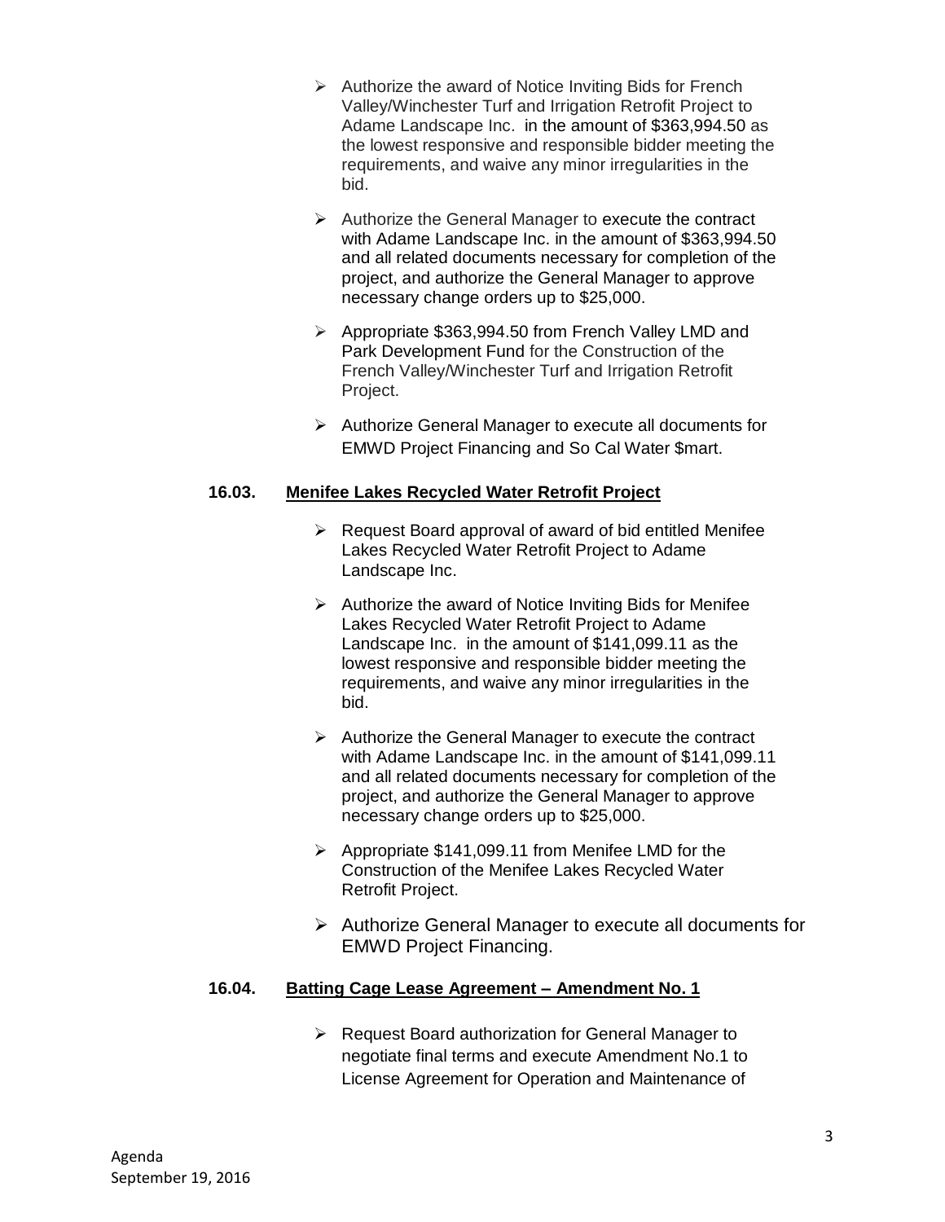- Authorize the award of Notice Inviting Bids for French Valley/Winchester Turf and Irrigation Retrofit Project to Adame Landscape Inc. in the amount of $363,994.50 as the lowest responsive and responsible bidder meeting the requirements, and waive any minor irregularities in the bid.

- Authorize the General Manager to execute the contract with Adame Landscape Inc. in the amount of $363,994.50 and all related documents necessary for completion of the project, and authorize the General Manager to approve necessary change orders up to $25,000.

- Appropriate $363,994.50 from French Valley LMD and Park Development Fund for the Construction of the French Valley/Winchester Turf and Irrigation Retrofit Project.

- Authorize General Manager to execute all documents for EMWD Project Financing and So Cal Water $mart.

**16.03. <u>Menifee Lakes Recycled Water Retrofit Project</u>**

- Request Board approval of award of bid entitled Menifee Lakes Recycled Water Retrofit Project to Adame Landscape Inc.

- Authorize the award of Notice Inviting Bids for Menifee Lakes Recycled Water Retrofit Project to Adame Landscape Inc. in the amount of $141,099.11 as the lowest responsive and responsible bidder meeting the requirements, and waive any minor irregularities in the bid.

- Authorize the General Manager to execute the contract with Adame Landscape Inc. in the amount of $141,099.11 and all related documents necessary for completion of the project, and authorize the General Manager to approve necessary change orders up to $25,000.

- Appropriate $141,099.11 from Menifee LMD for the Construction of the Menifee Lakes Recycled Water Retrofit Project.

- Authorize General Manager to execute all documents for EMWD Project Financing.

**16.04. <u>Batting Cage Lease Agreement – Amendment No. 1</u>**

- Request Board authorization for General Manager to negotiate final terms and execute Amendment No.1 to License Agreement for Operation and Maintenance of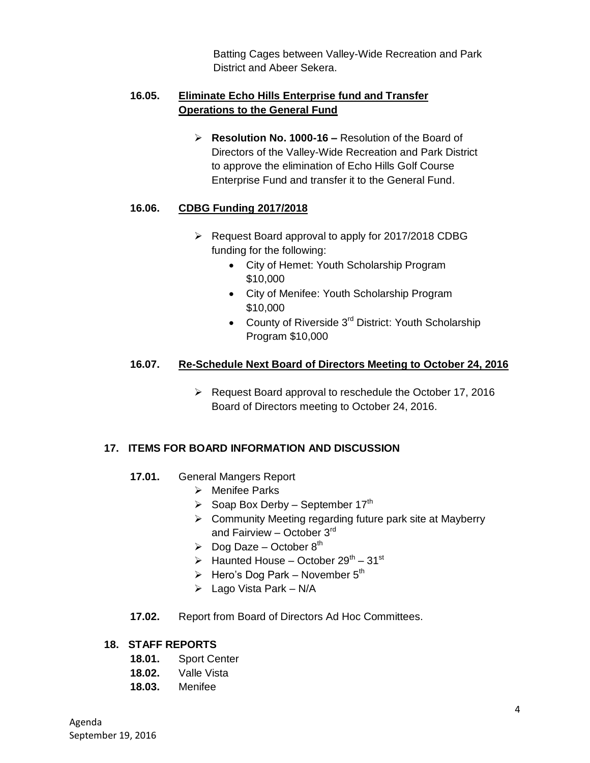Batting Cages between Valley-Wide Recreation and Park District and Abeer Sekera.

**16.05. Eliminate Echo Hills Enterprise fund and Transfer Operations to the General Fund**

- **Resolution No. 1000-16 –** Resolution of the Board of Directors of the Valley-Wide Recreation and Park District to approve the elimination of Echo Hills Golf Course Enterprise Fund and transfer it to the General Fund.

**16.06. CDBG Funding 2017/2018**

- Request Board approval to apply for 2017/2018 CDBG funding for the following:
  - City of Hemet: Youth Scholarship Program $10,000
  - City of Menifee: Youth Scholarship Program $10,000
  - County of Riverside 3rd District: Youth Scholarship Program $10,000

**16.07. Re-Schedule Next Board of Directors Meeting to October 24, 2016**

- Request Board approval to reschedule the October 17, 2016 Board of Directors meeting to October 24, 2016.

## 17. ITEMS FOR BOARD INFORMATION AND DISCUSSION

**17.01.** General Mangers Report

- Menifee Parks
- Soap Box Derby – September 17th
- Community Meeting regarding future park site at Mayberry and Fairview – October 3rd
- Dog Daze – October 8th
- Haunted House – October 29th – 31st
- Hero's Dog Park – November 5th
- Lago Vista Park – N/A

**17.02.** Report from Board of Directors Ad Hoc Committees.

## 18. STAFF REPORTS

**18.01.** Sport Center

**18.02.** Valle Vista

**18.03.** Menifee

Agenda
September 19, 2016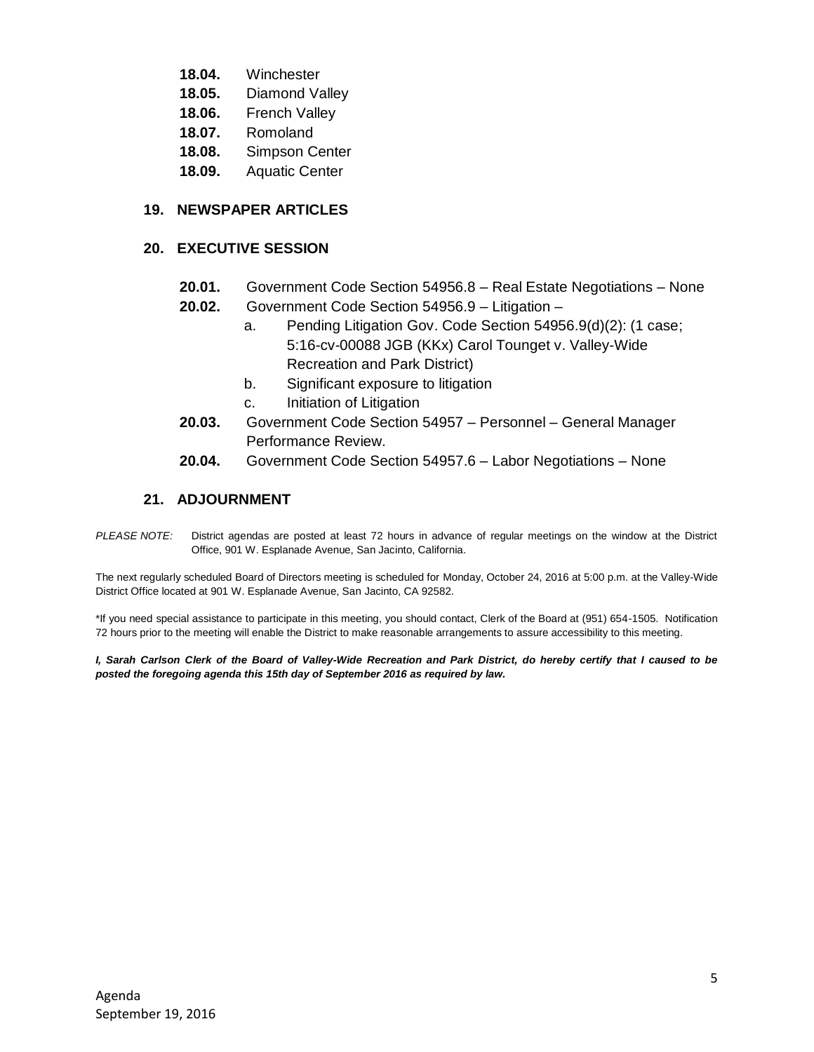- **18.04.** Winchester
- **18.05.** Diamond Valley
- **18.06.** French Valley
- **18.07.** Romoland
- **18.08.** Simpson Center
- **18.09.** Aquatic Center

## 19. NEWSPAPER ARTICLES

## 20. EXECUTIVE SESSION

- **20.01.** Government Code Section 54956.8 – Real Estate Negotiations – None
- **20.02.** Government Code Section 54956.9 – Litigation –
  - a. Pending Litigation Gov. Code Section 54956.9(d)(2): (1 case; 5:16-cv-00088 JGB (KKx) Carol Tounget v. Valley-Wide Recreation and Park District)
  - b. Significant exposure to litigation
  - c. Initiation of Litigation
- **20.03.** Government Code Section 54957 – Personnel – General Manager Performance Review.
- **20.04.** Government Code Section 54957.6 – Labor Negotiations – None

## 21. ADJOURNMENT

*PLEASE NOTE:* District agendas are posted at least 72 hours in advance of regular meetings on the window at the District Office, 901 W. Esplanade Avenue, San Jacinto, California.

The next regularly scheduled Board of Directors meeting is scheduled for Monday, October 24, 2016 at 5:00 p.m. at the Valley-Wide District Office located at 901 W. Esplanade Avenue, San Jacinto, CA 92582.

*If you need special assistance to participate in this meeting, you should contact, Clerk of the Board at (951) 654-1505. Notification 72 hours prior to the meeting will enable the District to make reasonable arrangements to assure accessibility to this meeting.

***I, Sarah Carlson Clerk of the Board of Valley-Wide Recreation and Park District, do hereby certify that I caused to be posted the foregoing agenda this 15th day of September 2016 as required by law.***